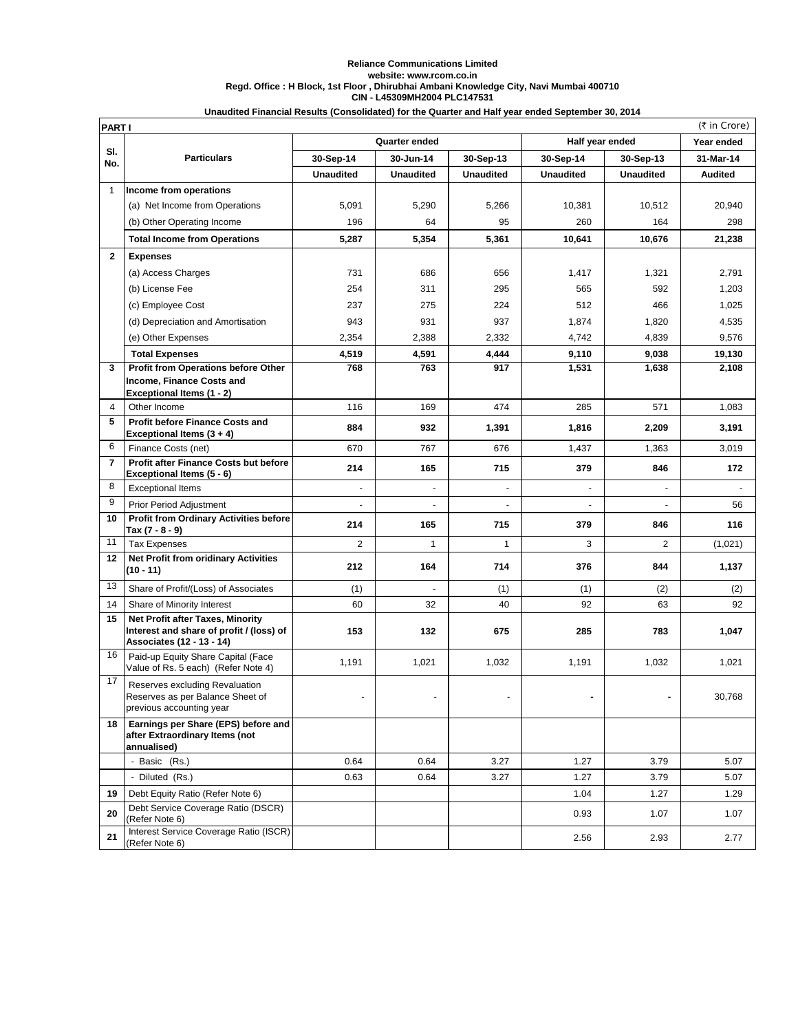**Reliance Communications Limited**
**website: www.rcom.co.in**
**Regd. Office : H Block, 1st Floor , Dhirubhai Ambani Knowledge City, Navi Mumbai 400710**
**CIN - L45309MH2004 PLC147531**

**Unaudited Financial Results (Consolidated) for the Quarter and Half year ended September 30, 2014**

**PART I** (₹ in Crore)

| Sl. No. | Particulars | Quarter ended | | | Half year ended | | Year ended |
|---|---|---|---|---|---|---|---|
| | | 30-Sep-14 | 30-Jun-14 | 30-Sep-13 | 30-Sep-14 | 30-Sep-13 | 31-Mar-14 |
| | | Unaudited | Unaudited | Unaudited | Unaudited | Unaudited | Audited |
| 1 | **Income from operations** | | | | | | |
| | (a) Net Income from Operations | 5,091 | 5,290 | 5,266 | 10,381 | 10,512 | 20,940 |
| | (b) Other Operating Income | 196 | 64 | 95 | 260 | 164 | 298 |
| | **Total Income from Operations** | **5,287** | **5,354** | **5,361** | **10,641** | **10,676** | **21,238** |
| **2** | **Expenses** | | | | | | |
| | (a) Access Charges | 731 | 686 | 656 | 1,417 | 1,321 | 2,791 |
| | (b) License Fee | 254 | 311 | 295 | 565 | 592 | 1,203 |
| | (c) Employee Cost | 237 | 275 | 224 | 512 | 466 | 1,025 |
| | (d) Depreciation and Amortisation | 943 | 931 | 937 | 1,874 | 1,820 | 4,535 |
| | (e) Other Expenses | 2,354 | 2,388 | 2,332 | 4,742 | 4,839 | 9,576 |
| | **Total Expenses** | **4,519** | **4,591** | **4,444** | **9,110** | **9,038** | **19,130** |
| **3** | **Profit from Operations before Other Income, Finance Costs and Exceptional Items (1 - 2)** | **768** | **763** | **917** | **1,531** | **1,638** | **2,108** |
| 4 | Other Income | 116 | 169 | 474 | 285 | 571 | 1,083 |
| **5** | **Profit before Finance Costs and Exceptional Items (3 + 4)** | **884** | **932** | **1,391** | **1,816** | **2,209** | **3,191** |
| 6 | Finance Costs (net) | 670 | 767 | 676 | 1,437 | 1,363 | 3,019 |
| **7** | **Profit after Finance Costs but before Exceptional Items (5 - 6)** | **214** | **165** | **715** | **379** | **846** | **172** |
| 8 | Exceptional Items | - | - | - | - | - | - |
| 9 | Prior Period Adjustment | - | - | - | - | - | 56 |
| **10** | **Profit from Ordinary Activities before Tax (7 - 8 - 9)** | **214** | **165** | **715** | **379** | **846** | **116** |
| 11 | Tax Expenses | 2 | 1 | 1 | 3 | 2 | (1,021) |
| **12** | **Net Profit from oridinary Activities (10 - 11)** | **212** | **164** | **714** | **376** | **844** | **1,137** |
| 13 | Share of Profit/(Loss) of Associates | (1) | - | (1) | (1) | (2) | (2) |
| 14 | Share of Minority Interest | 60 | 32 | 40 | 92 | 63 | 92 |
| **15** | **Net Profit after Taxes, Minority Interest and share of profit / (loss) of Associates (12 - 13 - 14)** | **153** | **132** | **675** | **285** | **783** | **1,047** |
| 16 | Paid-up Equity Share Capital (Face Value of Rs. 5 each) (Refer Note 4) | 1,191 | 1,021 | 1,032 | 1,191 | 1,032 | 1,021 |
| 17 | Reserves excluding Revaluation Reserves as per Balance Sheet of previous accounting year | - | - | - | **-** | **-** | 30,768 |
| **18** | **Earnings per Share (EPS) before and after Extraordinary Items (not annualised)** | | | | | | |
| | - Basic (Rs.) | 0.64 | 0.64 | 3.27 | 1.27 | 3.79 | 5.07 |
| | - Diluted (Rs.) | 0.63 | 0.64 | 3.27 | 1.27 | 3.79 | 5.07 |
| **19** | Debt Equity Ratio (Refer Note 6) | | | | 1.04 | 1.27 | 1.29 |
| **20** | Debt Service Coverage Ratio (DSCR) (Refer Note 6) | | | | 0.93 | 1.07 | 1.07 |
| **21** | Interest Service Coverage Ratio (ISCR) (Refer Note 6) | | | | 2.56 | 2.93 | 2.77 |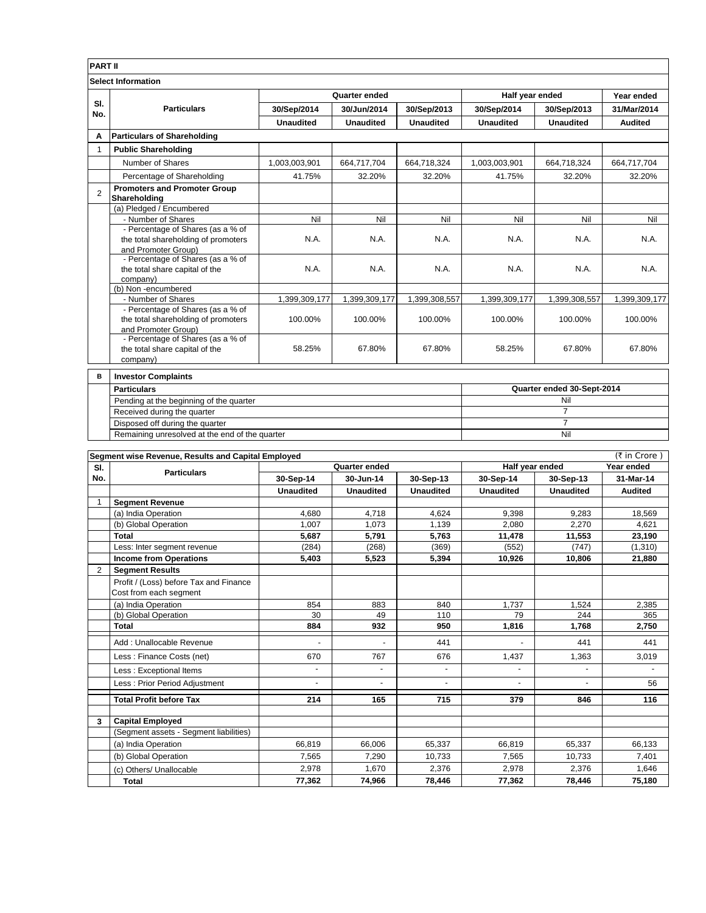## PART II

### Select Information

| Sl. No. | Particulars | Quarter ended | | | Half year ended | | Year ended |
|---|---|---|---|---|---|---|---|
| | | 30/Sep/2014 | 30/Jun/2014 | 30/Sep/2013 | 30/Sep/2014 | 30/Sep/2013 | 31/Mar/2014 |
| | | Unaudited | Unaudited | Unaudited | Unaudited | Unaudited | Audited |
| A | **Particulars of Shareholding** | | | | | | |
| 1 | **Public Shareholding** | | | | | | |
| | Number of Shares | 1,003,003,901 | 664,717,704 | 664,718,324 | 1,003,003,901 | 664,718,324 | 664,717,704 |
| | Percentage of Shareholding | 41.75% | 32.20% | 32.20% | 41.75% | 32.20% | 32.20% |
| 2 | **Promoters and Promoter Group Shareholding** | | | | | | |
| | (a) Pledged / Encumbered | | | | | | |
| | - Number of Shares | Nil | Nil | Nil | Nil | Nil | Nil |
| | - Percentage of Shares (as a % of the total shareholding of promoters and Promoter Group) | N.A. | N.A. | N.A. | N.A. | N.A. | N.A. |
| | - Percentage of Shares (as a % of the total share capital of the company) | N.A. | N.A. | N.A. | N.A. | N.A. | N.A. |
| | (b) Non -encumbered | | | | | | |
| | - Number of Shares | 1,399,309,177 | 1,399,309,177 | 1,399,308,557 | 1,399,309,177 | 1,399,308,557 | 1,399,309,177 |
| | - Percentage of Shares (as a % of the total shareholding of promoters and Promoter Group) | 100.00% | 100.00% | 100.00% | 100.00% | 100.00% | 100.00% |
| | - Percentage of Shares (as a % of the total share capital of the company) | 58.25% | 67.80% | 67.80% | 58.25% | 67.80% | 67.80% |

| B | Investor Complaints | |
|---|---|---|
| | **Particulars** | **Quarter ended 30-Sept-2014** |
| | Pending at the beginning of the quarter | Nil |
| | Received during the quarter | 7 |
| | Disposed off during the quarter | 7 |
| | Remaining unresolved at the end of the quarter | Nil |

### Segment wise Revenue, Results and Capital Employed

(₹ in Crore )

| Sl. No. | Particulars | Quarter ended | | | Half year ended | | Year ended |
|---|---|---|---|---|---|---|---|
| | | 30-Sep-14 | 30-Jun-14 | 30-Sep-13 | 30-Sep-14 | 30-Sep-13 | 31-Mar-14 |
| | | Unaudited | Unaudited | Unaudited | Unaudited | Unaudited | Audited |
| 1 | **Segment Revenue** | | | | | | |
| | (a) India Operation | 4,680 | 4,718 | 4,624 | 9,398 | 9,283 | 18,569 |
| | (b) Global Operation | 1,007 | 1,073 | 1,139 | 2,080 | 2,270 | 4,621 |
| | **Total** | **5,687** | **5,791** | **5,763** | **11,478** | **11,553** | **23,190** |
| | Less: Inter segment revenue | (284) | (268) | (369) | (552) | (747) | (1,310) |
| | **Income from Operations** | **5,403** | **5,523** | **5,394** | **10,926** | **10,806** | **21,880** |
| 2 | **Segment Results** | | | | | | |
| | Profit / (Loss) before Tax and Finance Cost from each segment | | | | | | |
| | (a) India Operation | 854 | 883 | 840 | 1,737 | 1,524 | 2,385 |
| | (b) Global Operation | 30 | 49 | 110 | 79 | 244 | 365 |
| | **Total** | **884** | **932** | **950** | **1,816** | **1,768** | **2,750** |
| | Add : Unallocable Revenue | - | - | 441 | - | 441 | 441 |
| | Less : Finance Costs (net) | 670 | 767 | 676 | 1,437 | 1,363 | 3,019 |
| | Less : Exceptional Items | - | - | - | - | - | - |
| | Less : Prior Period Adjustment | - | - | - | - | - | 56 |
| | **Total Profit before Tax** | **214** | **165** | **715** | **379** | **846** | **116** |
| 3 | **Capital Employed** | | | | | | |
| | (Segment assets - Segment liabilities) | | | | | | |
| | (a) India Operation | 66,819 | 66,006 | 65,337 | 66,819 | 65,337 | 66,133 |
| | (b) Global Operation | 7,565 | 7,290 | 10,733 | 7,565 | 10,733 | 7,401 |
| | (c) Others/ Unallocable | 2,978 | 1,670 | 2,376 | 2,978 | 2,376 | 1,646 |
| | **Total** | **77,362** | **74,966** | **78,446** | **77,362** | **78,446** | **75,180** |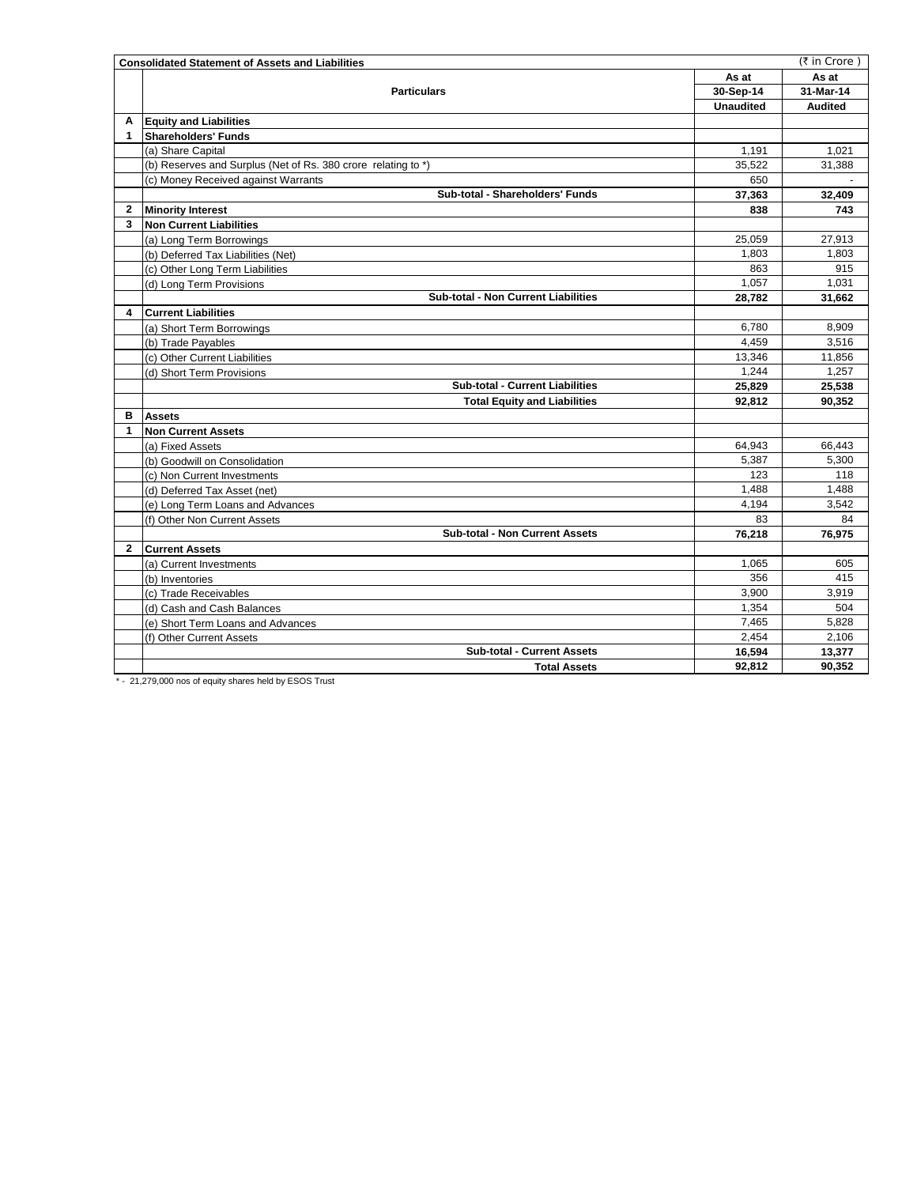| | **Consolidated Statement of Assets and Liabilities** | | (₹ in Crore ) |
|---|---|---|---|
| | **Particulars** | **As at 30-Sep-14 Unaudited** | **As at 31-Mar-14 Audited** |
| **A** | **Equity and Liabilities** | | |
| **1** | **Shareholders' Funds** | | |
| | (a) Share Capital | 1,191 | 1,021 |
| | (b) Reserves and Surplus (Net of Rs. 380 crore relating to *) | 35,522 | 31,388 |
| | (c) Money Received against Warrants | 650 | - |
| | **Sub-total - Shareholders' Funds** | **37,363** | **32,409** |
| **2** | **Minority Interest** | **838** | **743** |
| **3** | **Non Current Liabilities** | | |
| | (a) Long Term Borrowings | 25,059 | 27,913 |
| | (b) Deferred Tax Liabilities (Net) | 1,803 | 1,803 |
| | (c) Other Long Term Liabilities | 863 | 915 |
| | (d) Long Term Provisions | 1,057 | 1,031 |
| | **Sub-total - Non Current Liabilities** | **28,782** | **31,662** |
| **4** | **Current Liabilities** | | |
| | (a) Short Term Borrowings | 6,780 | 8,909 |
| | (b) Trade Payables | 4,459 | 3,516 |
| | (c) Other Current Liabilities | 13,346 | 11,856 |
| | (d) Short Term Provisions | 1,244 | 1,257 |
| | **Sub-total - Current Liabilities** | **25,829** | **25,538** |
| | **Total Equity and Liabilities** | **92,812** | **90,352** |
| **B** | **Assets** | | |
| **1** | **Non Current Assets** | | |
| | (a) Fixed Assets | 64,943 | 66,443 |
| | (b) Goodwill on Consolidation | 5,387 | 5,300 |
| | (c) Non Current Investments | 123 | 118 |
| | (d) Deferred Tax Asset (net) | 1,488 | 1,488 |
| | (e) Long Term Loans and Advances | 4,194 | 3,542 |
| | (f) Other Non Current Assets | 83 | 84 |
| | **Sub-total - Non Current Assets** | **76,218** | **76,975** |
| **2** | **Current Assets** | | |
| | (a) Current Investments | 1,065 | 605 |
| | (b) Inventories | 356 | 415 |
| | (c) Trade Receivables | 3,900 | 3,919 |
| | (d) Cash and Cash Balances | 1,354 | 504 |
| | (e) Short Term Loans and Advances | 7,465 | 5,828 |
| | (f) Other Current Assets | 2,454 | 2,106 |
| | **Sub-total - Current Assets** | **16,594** | **13,377** |
| | **Total Assets** | **92,812** | **90,352** |

* - 21,279,000 nos of equity shares held by ESOS Trust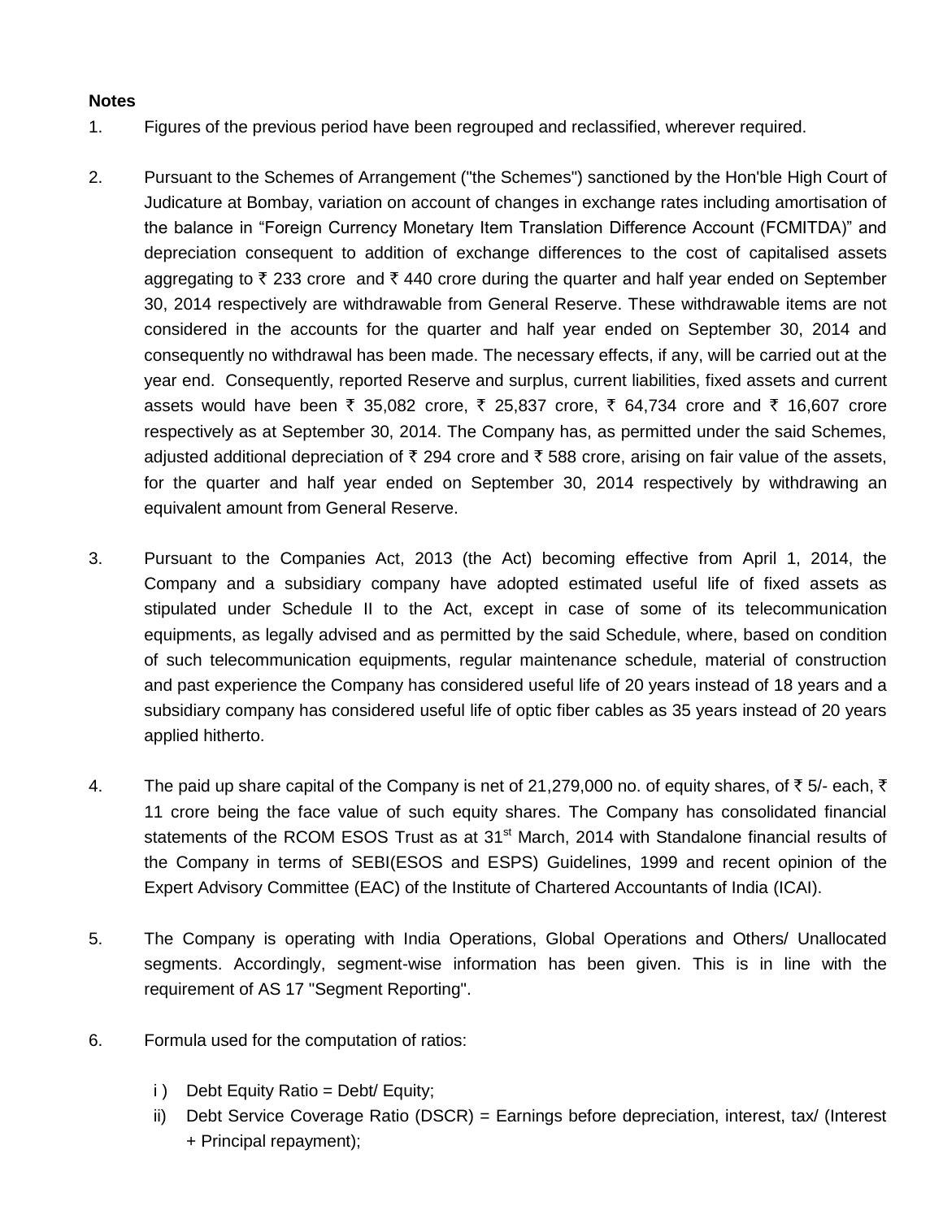**Notes**

1. Figures of the previous period have been regrouped and reclassified, wherever required.

2. Pursuant to the Schemes of Arrangement ("the Schemes") sanctioned by the Hon'ble High Court of Judicature at Bombay, variation on account of changes in exchange rates including amortisation of the balance in "Foreign Currency Monetary Item Translation Difference Account (FCMITDA)" and depreciation consequent to addition of exchange differences to the cost of capitalised assets aggregating to ₹ 233 crore and ₹ 440 crore during the quarter and half year ended on September 30, 2014 respectively are withdrawable from General Reserve. These withdrawable items are not considered in the accounts for the quarter and half year ended on September 30, 2014 and consequently no withdrawal has been made. The necessary effects, if any, will be carried out at the year end. Consequently, reported Reserve and surplus, current liabilities, fixed assets and current assets would have been ₹ 35,082 crore, ₹ 25,837 crore, ₹ 64,734 crore and ₹ 16,607 crore respectively as at September 30, 2014. The Company has, as permitted under the said Schemes, adjusted additional depreciation of ₹ 294 crore and ₹ 588 crore, arising on fair value of the assets, for the quarter and half year ended on September 30, 2014 respectively by withdrawing an equivalent amount from General Reserve.

3. Pursuant to the Companies Act, 2013 (the Act) becoming effective from April 1, 2014, the Company and a subsidiary company have adopted estimated useful life of fixed assets as stipulated under Schedule II to the Act, except in case of some of its telecommunication equipments, as legally advised and as permitted by the said Schedule, where, based on condition of such telecommunication equipments, regular maintenance schedule, material of construction and past experience the Company has considered useful life of 20 years instead of 18 years and a subsidiary company has considered useful life of optic fiber cables as 35 years instead of 20 years applied hitherto.

4. The paid up share capital of the Company is net of 21,279,000 no. of equity shares, of ₹ 5/- each, ₹ 11 crore being the face value of such equity shares. The Company has consolidated financial statements of the RCOM ESOS Trust as at 31st March, 2014 with Standalone financial results of the Company in terms of SEBI(ESOS and ESPS) Guidelines, 1999 and recent opinion of the Expert Advisory Committee (EAC) of the Institute of Chartered Accountants of India (ICAI).

5. The Company is operating with India Operations, Global Operations and Others/ Unallocated segments. Accordingly, segment-wise information has been given. This is in line with the requirement of AS 17 "Segment Reporting".

6. Formula used for the computation of ratios:

   i ) Debt Equity Ratio = Debt/ Equity;

   ii) Debt Service Coverage Ratio (DSCR) = Earnings before depreciation, interest, tax/ (Interest + Principal repayment);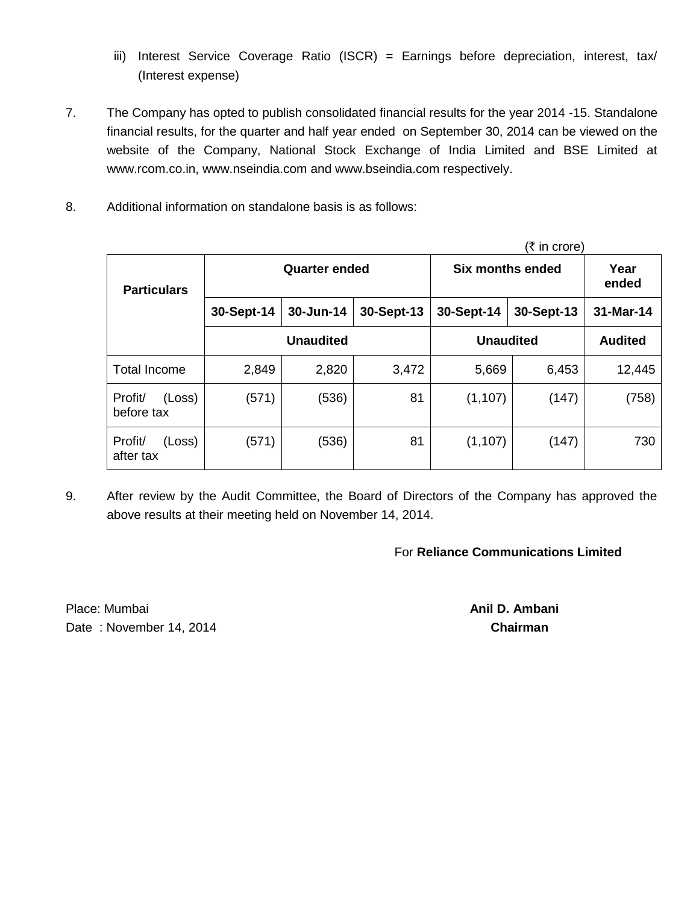iii) Interest Service Coverage Ratio (ISCR) = Earnings before depreciation, interest, tax/ (Interest expense)

7. The Company has opted to publish consolidated financial results for the year 2014 -15. Standalone financial results, for the quarter and half year ended on September 30, 2014 can be viewed on the website of the Company, National Stock Exchange of India Limited and BSE Limited at www.rcom.co.in, www.nseindia.com and www.bseindia.com respectively.

8. Additional information on standalone basis is as follows:

(₹ in crore)

| Particulars | Quarter ended | | | Six months ended | | Year ended |
|---|---|---|---|---|---|---|
| | 30-Sept-14 | 30-Jun-14 | 30-Sept-13 | 30-Sept-14 | 30-Sept-13 | 31-Mar-14 |
| | Unaudited | | | Unaudited | | Audited |
| Total Income | 2,849 | 2,820 | 3,472 | 5,669 | 6,453 | 12,445 |
| Profit/ (Loss) before tax | (571) | (536) | 81 | (1,107) | (147) | (758) |
| Profit/ (Loss) after tax | (571) | (536) | 81 | (1,107) | (147) | 730 |

9. After review by the Audit Committee, the Board of Directors of the Company has approved the above results at their meeting held on November 14, 2014.

For **Reliance Communications Limited**

Place: Mumbai
Date : November 14, 2014

**Anil D. Ambani**
**Chairman**